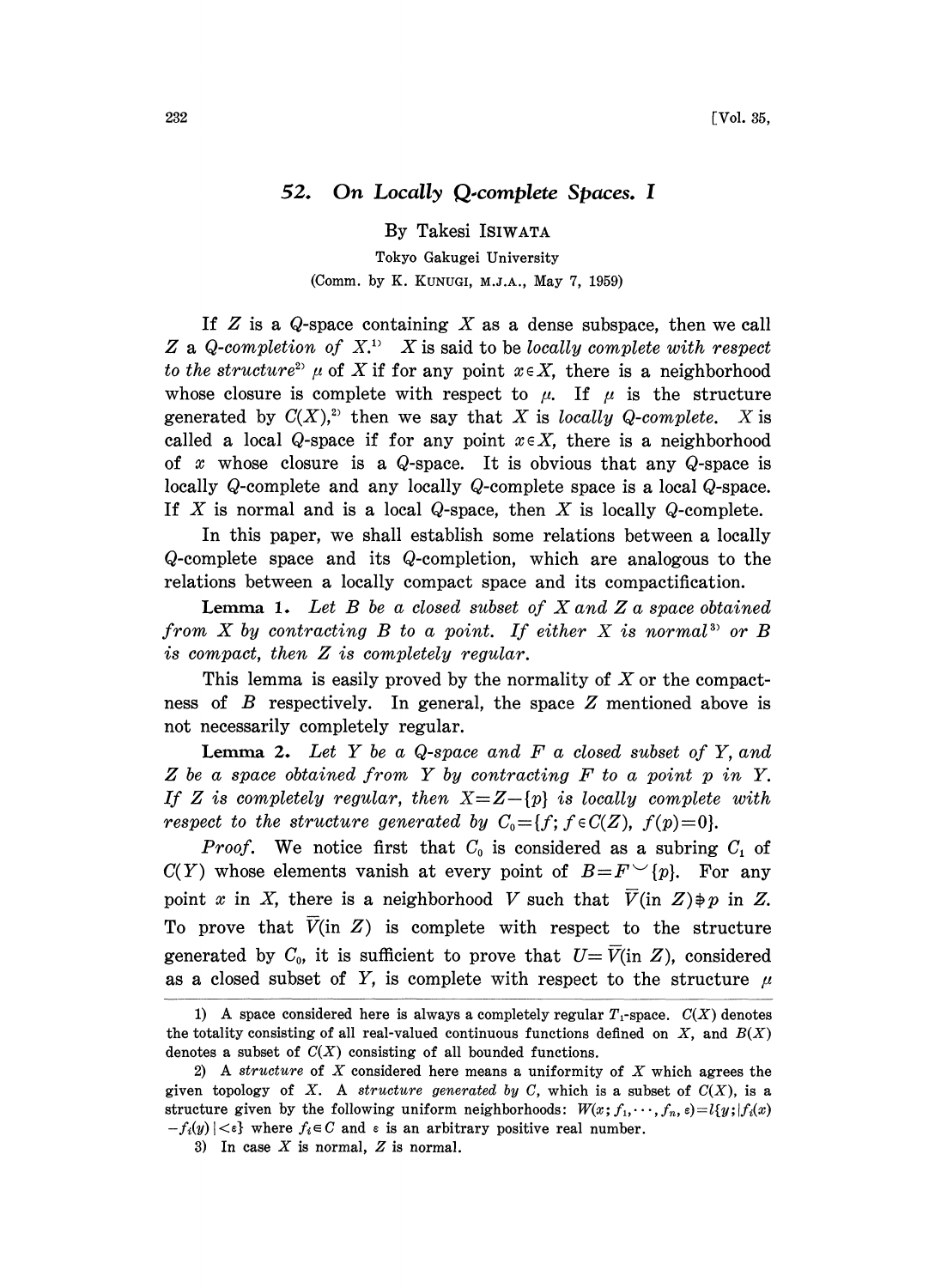## 52. On Locally Q-complete Spaces. I

By Takesi ISIWATA

Tokyo Gakugei University

(Comm. by K. KUNUGI, M.J.A., May 7, 1959)

If $Z$ is a $Q$-space containing $X$ as a dense subspace, then we call $Z$ a *Q-completion of* $X$.[1] $X$ is said to be *locally complete with respect to the structure*[2] $\mu$ of $X$ if for any point $x \in X$, there is a neighborhood whose closure is complete with respect to $\mu$. If $\mu$ is the structure generated by $C(X)$,[2] then we say that $X$ is *locally Q-complete*. $X$ is called a local $Q$-space if for any point $x \in X$, there is a neighborhood of $x$ whose closure is a $Q$-space. It is obvious that any $Q$-space is locally $Q$-complete and any locally $Q$-complete space is a local $Q$-space. If $X$ is normal and is a local $Q$-space, then $X$ is locally $Q$-complete.

In this paper, we shall establish some relations between a locally $Q$-complete space and its $Q$-completion, which are analogous to the relations between a locally compact space and its compactification.

**Lemma 1.** *Let $B$ be a closed subset of $X$ and $Z$ a space obtained from $X$ by contracting $B$ to a point. If either $X$ is normal*[3] *or $B$ is compact, then $Z$ is completely regular.*

This lemma is easily proved by the normality of $X$ or the compactness of $B$ respectively. In general, the space $Z$ mentioned above is not necessarily completely regular.

**Lemma 2.** *Let $Y$ be a $Q$-space and $F$ a closed subset of $Y$, and $Z$ be a space obtained from $Y$ by contracting $F$ to a point $p$ in $Y$. If $Z$ is completely regular, then $X=Z-\{p\}$ is locally complete with respect to the structure generated by $C_0=\{f; f \in C(Z),\ f(p)=0\}$.*

*Proof.* We notice first that $C_0$ is considered as a subring $C_1$ of $C(Y)$ whose elements vanish at every point of $B=F \smile \{p\}$. For any point $x$ in $X$, there is a neighborhood $V$ such that $\overline{V}(\text{in } Z) \not\ni p$ in $Z$. To prove that $\overline{V}(\text{in } Z)$ is complete with respect to the structure generated by $C_0$, it is sufficient to prove that $U=\overline{V}(\text{in } Z)$, considered as a closed subset of $Y$, is complete with respect to the structure $\mu$

---

1) A space considered here is always a completely regular $T_1$-space. $C(X)$ denotes the totality consisting of all real-valued continuous functions defined on $X$, and $B(X)$ denotes a subset of $C(X)$ consisting of all bounded functions.

2) A *structure* of $X$ considered here means a uniformity of $X$ which agrees the given topology of $X$. A *structure generated by* $C$, which is a subset of $C(X)$, is a structure given by the following uniform neighborhoods: $W(x; f_1, \cdots, f_n, \varepsilon)=l\{y; |f_i(x)-f_i(y)|<\varepsilon\}$ where $f_i \in C$ and $\varepsilon$ is an arbitrary positive real number.

3) In case $X$ is normal, $Z$ is normal.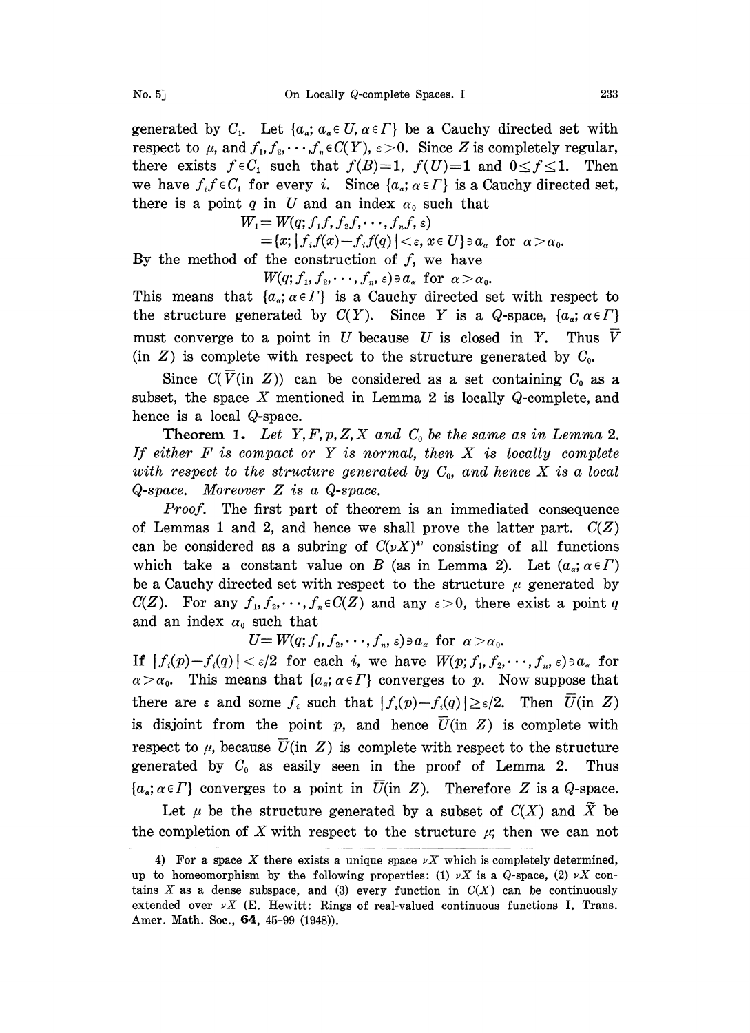generated by $C_1$. Let $\{a_\alpha; a_\alpha \in U, \alpha \in \Gamma\}$ be a Cauchy directed set with respect to $\mu$, and $f_1, f_2, \cdots, f_n \in C(Y)$, $\varepsilon > 0$. Since $Z$ is completely regular, there exists $f \in C_1$ such that $f(B)=1$, $f(U)=1$ and $0 \leq f \leq 1$. Then we have $f_i f \in C_1$ for every $i$. Since $\{a_\alpha; \alpha \in \Gamma\}$ is a Cauchy directed set, there is a point $q$ in $U$ and an index $\alpha_0$ such that

$$W_1 = W(q; f_1 f, f_2 f, \cdots, f_n f, \varepsilon)$$
$$= \{x; |f_i f(x) - f_i f(q)| < \varepsilon, x \in U\} \ni a_\alpha \text{ for } \alpha > \alpha_0.$$

By the method of the construction of $f$, we have

$$W(q; f_1, f_2, \cdots, f_n, \varepsilon) \ni a_\alpha \text{ for } \alpha > \alpha_0.$$

This means that $\{a_\alpha; \alpha \in \Gamma\}$ is a Cauchy directed set with respect to the structure generated by $C(Y)$. Since $Y$ is a $Q$-space, $\{a_\alpha; \alpha \in \Gamma\}$ must converge to a point in $U$ because $U$ is closed in $Y$. Thus $\overline{V}$ (in $Z$) is complete with respect to the structure generated by $C_0$.

Since $C(\overline{V}(\text{in } Z))$ can be considered as a set containing $C_0$ as a subset, the space $X$ mentioned in Lemma 2 is locally $Q$-complete, and hence is a local $Q$-space.

**Theorem 1.** *Let $Y, F, p, Z, X$ and $C_0$ be the same as in Lemma 2. If either $F$ is compact or $Y$ is normal, then $X$ is locally complete with respect to the structure generated by $C_0$, and hence $X$ is a local $Q$-space. Moreover $Z$ is a $Q$-space.*

*Proof.* The first part of theorem is an immediated consequence of Lemmas 1 and 2, and hence we shall prove the latter part. $C(Z)$ can be considered as a subring of $C(\nu X)$[4] consisting of all functions which take a constant value on $B$ (as in Lemma 2). Let $(a_\alpha; \alpha \in \Gamma)$ be a Cauchy directed set with respect to the structure $\mu$ generated by $C(Z)$. For any $f_1, f_2, \cdots, f_n \in C(Z)$ and any $\varepsilon > 0$, there exist a point $q$ and an index $\alpha_0$ such that

$$U = W(q; f_1, f_2, \cdots, f_n, \varepsilon) \ni a_\alpha \text{ for } \alpha > \alpha_0.$$

If $|f_i(p) - f_i(q)| < \varepsilon/2$ for each $i$, we have $W(p; f_1, f_2, \cdots, f_n, \varepsilon) \ni a_\alpha$ for $\alpha > \alpha_0$. This means that $\{a_\alpha; \alpha \in \Gamma\}$ converges to $p$. Now suppose that there are $\varepsilon$ and some $f_i$ such that $|f_i(p) - f_i(q)| \geq \varepsilon/2$. Then $\overline{U}(\text{in } Z)$ is disjoint from the point $p$, and hence $\overline{U}(\text{in } Z)$ is complete with respect to $\mu$, because $\overline{U}(\text{in } Z)$ is complete with respect to the structure generated by $C_0$ as easily seen in the proof of Lemma 2. Thus $\{a_\alpha; \alpha \in \Gamma\}$ converges to a point in $\overline{U}(\text{in } Z)$. Therefore $Z$ is a $Q$-space.

Let $\mu$ be the structure generated by a subset of $C(X)$ and $\widetilde{X}$ be the completion of $X$ with respect to the structure $\mu$; then we can not

---

4) For a space $X$ there exists a unique space $\nu X$ which is completely determined, up to homeomorphism by the following properties: (1) $\nu X$ is a $Q$-space, (2) $\nu X$ contains $X$ as a dense subspace, and (3) every function in $C(X)$ can be continuously extended over $\nu X$ (E. Hewitt: Rings of real-valued continuous functions I, Trans. Amer. Math. Soc., **64**, 45-99 (1948)).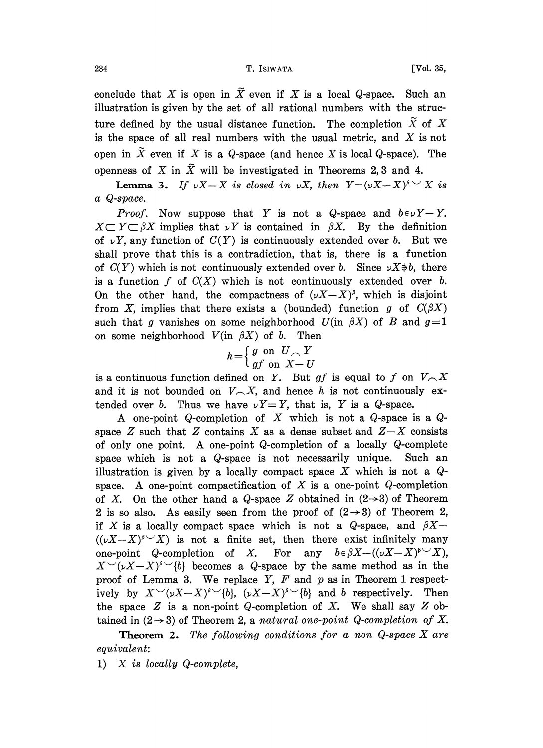conclude that $X$ is open in $\widetilde{X}$ even if $X$ is a local $Q$-space. Such an illustration is given by the set of all rational numbers with the structure defined by the usual distance function. The completion $\widetilde{X}$ of $X$ is the space of all real numbers with the usual metric, and $X$ is not open in $\widetilde{X}$ even if $X$ is a $Q$-space (and hence $X$ is local $Q$-space). The openness of $X$ in $\widetilde{X}$ will be investigated in Theorems 2, 3 and 4.

**Lemma 3.** *If $\nu X - X$ is closed in $\nu X$, then $Y = (\nu X - X)^{\beta} \smile X$ is a $Q$-space.*

*Proof.* Now suppose that $Y$ is not a $Q$-space and $b \in \nu Y - Y$. $X \subset Y \subset \beta X$ implies that $\nu Y$ is contained in $\beta X$. By the definition of $\nu Y$, any function of $C(Y)$ is continuously extended over $b$. But we shall prove that this is a contradiction, that is, there is a function of $C(Y)$ which is not continuously extended over $b$. Since $\nu X \not\ni b$, there is a function $f$ of $C(X)$ which is not continuously extended over $b$. On the other hand, the compactness of $(\nu X - X)^{\beta}$, which is disjoint from $X$, implies that there exists a (bounded) function $g$ of $C(\beta X)$ such that $g$ vanishes on some neighborhood $U$(in $\beta X$) of $B$ and $g=1$ on some neighborhood $V$(in $\beta X$) of $b$. Then

$$h = \begin{cases} g \text{ on } U \frown Y \\ gf \text{ on } X - U \end{cases}$$

is a continuous function defined on $Y$. But $gf$ is equal to $f$ on $V \frown X$ and it is not bounded on $V \frown X$, and hence $h$ is not continuously extended over $b$. Thus we have $\nu Y = Y$, that is, $Y$ is a $Q$-space.

A one-point $Q$-completion of $X$ which is not a $Q$-space is a $Q$-space $Z$ such that $Z$ contains $X$ as a dense subset and $Z - X$ consists of only one point. A one-point $Q$-completion of a locally $Q$-complete space which is not a $Q$-space is not necessarily unique. Such an illustration is given by a locally compact space $X$ which is not a $Q$-space. A one-point compactification of $X$ is a one-point $Q$-completion of $X$. On the other hand a $Q$-space $Z$ obtained in $(2 \rightarrow 3)$ of Theorem 2 is so also. As easily seen from the proof of $(2 \rightarrow 3)$ of Theorem 2, if $X$ is a locally compact space which is not a $Q$-space, and $\beta X - ((\nu X - X)^{\beta} \smile X)$ is not a finite set, then there exist infinitely many one-point $Q$-completion of $X$. For any $b \in \beta X - ((\nu X - X)^{\beta} \smile X)$, $X \smile (\nu X - X)^{\beta} \smile \{b\}$ becomes a $Q$-space by the same method as in the proof of Lemma 3. We replace $Y$, $F$ and $p$ as in Theorem 1 respectively by $X \smile (\nu X - X)^{\beta} \smile \{b\}$, $(\nu X - X)^{\beta} \smile \{b\}$ and $b$ respectively. Then the space $Z$ is a non-point $Q$-completion of $X$. We shall say $Z$ obtained in $(2 \rightarrow 3)$ of Theorem 2, a *natural one-point $Q$-completion of $X$*.

**Theorem 2.** *The following conditions for a non $Q$-space $X$ are equivalent:*

1) *$X$ is locally $Q$-complete,*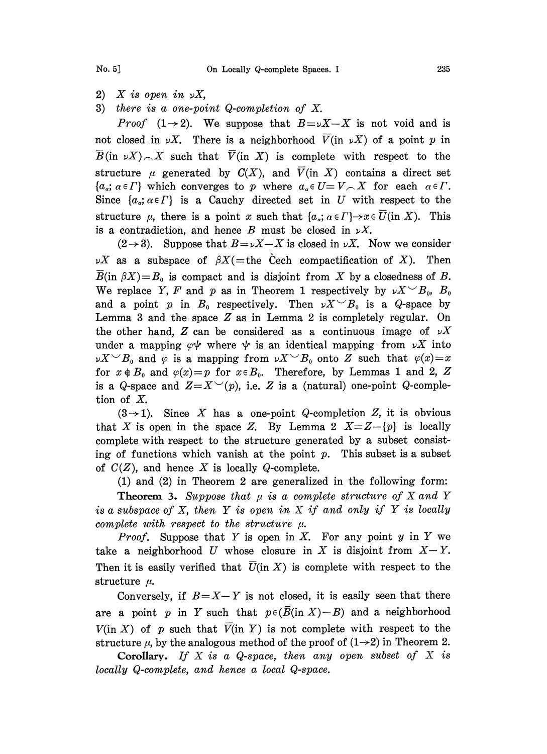2) *$X$ is open in $\nu X$,*

3) *there is a one-point $Q$-completion of $X$.*

*Proof* $(1\to 2)$. We suppose that $B=\nu X-X$ is not void and is not closed in $\nu X$. There is a neighborhood $\overline{V}$(in $\nu X$) of a point $p$ in $\overline{B}$(in $\nu X)\frown X$ such that $\overline{V}$(in $X$) is complete with respect to the structure $\mu$ generated by $C(X)$, and $\overline{V}$(in $X$) contains a direct set $\{a_\alpha;\alpha\in\Gamma\}$ which converges to $p$ where $a_\alpha\in U=V\frown X$ for each $\alpha\in\Gamma$. Since $\{a_\alpha;\alpha\in\Gamma\}$ is a Cauchy directed set in $U$ with respect to the structure $\mu$, there is a point $x$ such that $\{a_\alpha;\alpha\in\Gamma\}\to x\in\overline{U}$(in $X$). This is a contradiction, and hence $B$ must be closed in $\nu X$.

$(2\to 3)$. Suppose that $B=\nu X-X$ is closed in $\nu X$. Now we consider $\nu X$ as a subspace of $\beta X$(=the Čech compactification of $X$). Then $\overline{B}$(in $\beta X)=B_0$ is compact and is disjoint from $X$ by a closedness of $B$. We replace $Y$, $F$ and $p$ as in Theorem 1 respectively by $\nu X\smile B_0$, $B_0$ and a point $p$ in $B_0$ respectively. Then $\nu X\smile B_0$ is a $Q$-space by Lemma 3 and the space $Z$ as in Lemma 2 is completely regular. On the other hand, $Z$ can be considered as a continuous image of $\nu X$ under a mapping $\varphi\psi$ where $\psi$ is an identical mapping from $\nu X$ into $\nu X\smile B_0$ and $\varphi$ is a mapping from $\nu X\smile B_0$ onto $Z$ such that $\varphi(x)=x$ for $x\notin B_0$ and $\varphi(x)=p$ for $x\in B_0$. Therefore, by Lemmas 1 and 2, $Z$ is a $Q$-space and $Z=X\smile(p)$, i.e. $Z$ is a (natural) one-point $Q$-completion of $X$.

$(3\to 1)$. Since $X$ has a one-point $Q$-completion $Z$, it is obvious that $X$ is open in the space $Z$. By Lemma 2 $X=Z-\{p\}$ is locally complete with respect to the structure generated by a subset consisting of functions which vanish at the point $p$. This subset is a subset of $C(Z)$, and hence $X$ is locally $Q$-complete.

(1) and (2) in Theorem 2 are generalized in the following form:

**Theorem 3.** *Suppose that $\mu$ is a complete structure of $X$ and $Y$ is a subspace of $X$, then $Y$ is open in $X$ if and only if $Y$ is locally complete with respect to the structure $\mu$.*

*Proof.* Suppose that $Y$ is open in $X$. For any point $y$ in $Y$ we take a neighborhood $U$ whose closure in $X$ is disjoint from $X-Y$. Then it is easily verified that $\overline{U}$(in $X$) is complete with respect to the structure $\mu$.

Conversely, if $B=X-Y$ is not closed, it is easily seen that there are a point $p$ in $Y$ such that $p\in(\overline{B}(\text{in } X)-B)$ and a neighborhood $V$(in $X$) of $p$ such that $\overline{V}$(in $Y$) is not complete with respect to the structure $\mu$, by the analogous method of the proof of $(1\to 2)$ in Theorem 2.

**Corollary.** *If $X$ is a $Q$-space, then any open subset of $X$ is locally $Q$-complete, and hence a local $Q$-space.*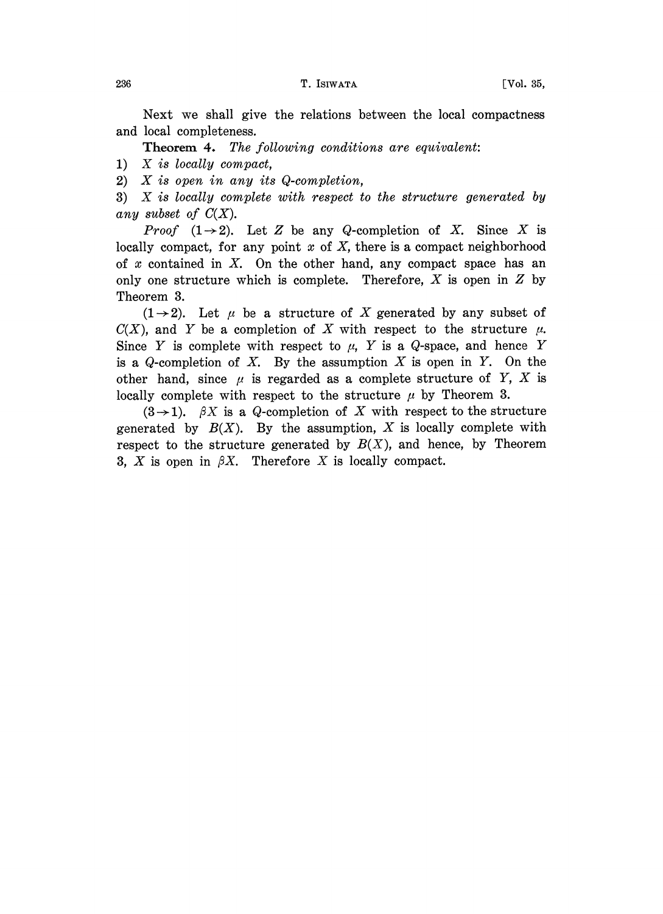Next we shall give the relations between the local compactness and local completeness.

**Theorem 4.** *The following conditions are equivalent*:

1) *$X$ is locally compact,*

2) *$X$ is open in any its $Q$-completion,*

3) *$X$ is locally complete with respect to the structure generated by any subset of $C(X)$.*

*Proof* $(1\rightarrow 2)$. Let $Z$ be any $Q$-completion of $X$. Since $X$ is locally compact, for any point $x$ of $X$, there is a compact neighborhood of $x$ contained in $X$. On the other hand, any compact space has an only one structure which is complete. Therefore, $X$ is open in $Z$ by Theorem 3.

$(1\rightarrow 2)$. Let $\mu$ be a structure of $X$ generated by any subset of $C(X)$, and $Y$ be a completion of $X$ with respect to the structure $\mu$. Since $Y$ is complete with respect to $\mu$, $Y$ is a $Q$-space, and hence $Y$ is a $Q$-completion of $X$. By the assumption $X$ is open in $Y$. On the other hand, since $\mu$ is regarded as a complete structure of $Y$, $X$ is locally complete with respect to the structure $\mu$ by Theorem 3.

$(3\rightarrow 1)$. $\beta X$ is a $Q$-completion of $X$ with respect to the structure generated by $B(X)$. By the assumption, $X$ is locally complete with respect to the structure generated by $B(X)$, and hence, by Theorem 3, $X$ is open in $\beta X$. Therefore $X$ is locally compact.